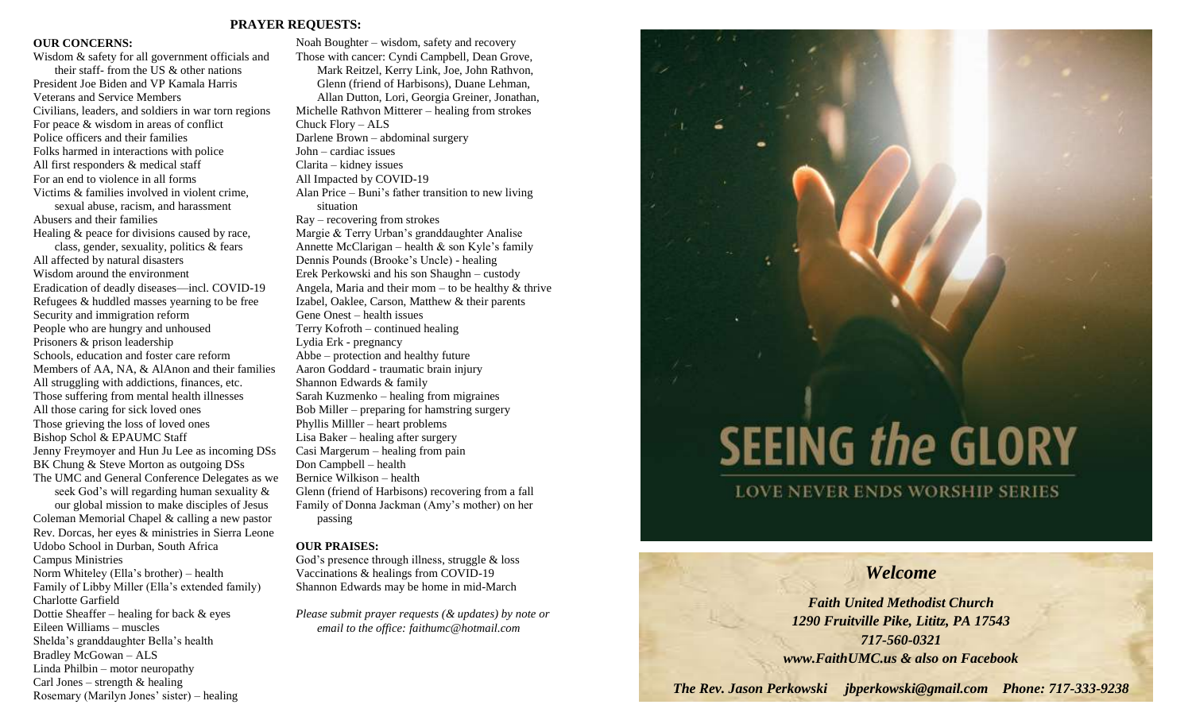## PRAYER REQUESTS:

**OUR CONCERNS:**

Wisdom & safety for all government officials and their staff- from the US & other nations
President Joe Biden and VP Kamala Harris
Veterans and Service Members
Civilians, leaders, and soldiers in war torn regions
For peace & wisdom in areas of conflict
Police officers and their families
Folks harmed in interactions with police
All first responders & medical staff
For an end to violence in all forms
Victims & families involved in violent crime, sexual abuse, racism, and harassment
Abusers and their families
Healing & peace for divisions caused by race, class, gender, sexuality, politics & fears
All affected by natural disasters
Wisdom around the environment
Eradication of deadly diseases—incl. COVID-19
Refugees & huddled masses yearning to be free
Security and immigration reform
People who are hungry and unhoused
Prisoners & prison leadership
Schools, education and foster care reform
Members of AA, NA, & AlAnon and their families
All struggling with addictions, finances, etc.
Those suffering from mental health illnesses
All those caring for sick loved ones
Those grieving the loss of loved ones
Bishop Schol & EPAUMC Staff
Jenny Freymoyer and Hun Ju Lee as incoming DSs
BK Chung & Steve Morton as outgoing DSs
The UMC and General Conference Delegates as we seek God's will regarding human sexuality & our global mission to make disciples of Jesus
Coleman Memorial Chapel & calling a new pastor
Rev. Dorcas, her eyes & ministries in Sierra Leone
Udobo School in Durban, South Africa
Campus Ministries
Norm Whiteley (Ella's brother) – health
Family of Libby Miller (Ella's extended family)
Charlotte Garfield
Dottie Sheaffer – healing for back & eyes
Eileen Williams – muscles
Shelda's granddaughter Bella's health
Bradley McGowan – ALS
Linda Philbin – motor neuropathy
Carl Jones – strength & healing
Rosemary (Marilyn Jones' sister) – healing
Noah Boughter – wisdom, safety and recovery
Those with cancer: Cyndi Campbell, Dean Grove, Mark Reitzel, Kerry Link, Joe, John Rathvon, Glenn (friend of Harbisons), Duane Lehman, Allan Dutton, Lori, Georgia Greiner, Jonathan,
Michelle Rathvon Mitterer – healing from strokes
Chuck Flory – ALS
Darlene Brown – abdominal surgery
John – cardiac issues
Clarita – kidney issues
All Impacted by COVID-19
Alan Price – Buni's father transition to new living situation
Ray – recovering from strokes
Margie & Terry Urban's granddaughter Analise
Annette McClarigan – health & son Kyle's family
Dennis Pounds (Brooke's Uncle) - healing
Erek Perkowski and his son Shaughn – custody
Angela, Maria and their mom – to be healthy & thrive
Izabel, Oaklee, Carson, Matthew & their parents
Gene Onest – health issues
Terry Kofroth – continued healing
Lydia Erk - pregnancy
Abbe – protection and healthy future
Aaron Goddard - traumatic brain injury
Shannon Edwards & family
Sarah Kuzmenko – healing from migraines
Bob Miller – preparing for hamstring surgery
Phyllis Miller – heart problems
Lisa Baker – healing after surgery
Casi Margerum – healing from pain
Don Campbell – health
Bernice Wilkison – health
Glenn (friend of Harbisons) recovering from a fall
Family of Donna Jackman (Amy's mother) on her passing

**OUR PRAISES:**

God's presence through illness, struggle & loss
Vaccinations & healings from COVID-19
Shannon Edwards may be home in mid-March

*Please submit prayer requests (& updates) by note or email to the office: faithumc@hotmail.com*

# SEEING *the* GLORY

LOVE NEVER ENDS WORSHIP SERIES

## *Welcome*

***Faith United Methodist Church***
***1290 Fruitville Pike, Lititz, PA 17543***
***717-560-0321***
***www.FaithUMC.us & also on Facebook***

***The Rev. Jason Perkowski jbperkowski@gmail.com Phone: 717-333-9238***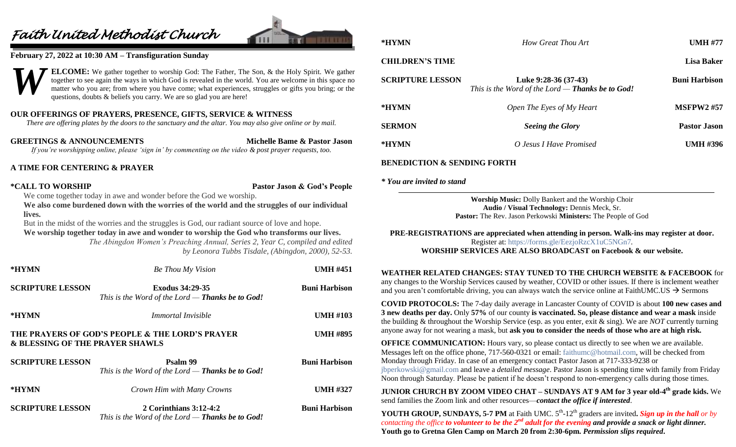# Faith United Methodist Church

**February 27, 2022 at 10:30 AM – Transfiguration Sunday**

**WELCOME:** We gather together to worship God: The Father, The Son, & the Holy Spirit. We gather together to see again the ways in which God is revealed in the world. You are welcome in this space no matter who you are; from where you have come; what experiences, struggles or gifts you bring; or the questions, doubts & beliefs you carry. We are so glad you are here!

**OUR OFFERINGS OF PRAYERS, PRESENCE, GIFTS, SERVICE & WITNESS**

*There are offering plates by the doors to the sanctuary and the altar. You may also give online or by mail.*

**GREETINGS & ANNOUNCEMENTS** — **Michelle Bame & Pastor Jason**

*If you're worshipping online, please 'sign in' by commenting on the video & post prayer requests, too.*

**A TIME FOR CENTERING & PRAYER**

**\*CALL TO WORSHIP** — **Pastor Jason & God's People**

We come together today in awe and wonder before the God we worship.

**We also come burdened down with the worries of the world and the struggles of our individual lives.**

But in the midst of the worries and the struggles is God, our radiant source of love and hope.

**We worship together today in awe and wonder to worship the God who transforms our lives.**

*The Abingdon Women's Preaching Annual, Series 2, Year C, compiled and edited by Leonora Tubbs Tisdale, (Abingdon, 2000), 52-53.*

| | | |
|---|---|---|
| **\*HYMN** | *Be Thou My Vision* | **UMH #451** |
| **SCRIPTURE LESSON** | **Exodus 34:29-35**<br>*This is the Word of the Lord — **Thanks be to God!*** | **Buni Harbison** |
| **\*HYMN** | *Immortal Invisible* | **UMH #103** |
| **THE PRAYERS OF GOD'S PEOPLE & THE LORD'S PRAYER & BLESSING OF THE PRAYER SHAWLS** | | **UMH #895** |
| **SCRIPTURE LESSON** | **Psalm 99**<br>*This is the Word of the Lord — **Thanks be to God!*** | **Buni Harbison** |
| **\*HYMN** | *Crown Him with Many Crowns* | **UMH #327** |
| **SCRIPTURE LESSON** | **2 Corinthians 3:12-4:2**<br>*This is the Word of the Lord — **Thanks be to God!*** | **Buni Harbison** |
| **\*HYMN** | *How Great Thou Art* | **UMH #77** |
| **CHILDREN'S TIME** | | **Lisa Baker** |
| **SCRIPTURE LESSON** | **Luke 9:28-36 (37-43)**<br>*This is the Word of the Lord — **Thanks be to God!*** | **Buni Harbison** |
| **\*HYMN** | *Open The Eyes of My Heart* | **MSFPW2 #57** |
| **SERMON** | ***Seeing the Glory*** | **Pastor Jason** |
| **\*HYMN** | *O Jesus I Have Promised* | **UMH #396** |

**BENEDICTION & SENDING FORTH**

***\* You are invited to stand***

---

**Worship Music:** Dolly Bankert and the Worship Choir
**Audio / Visual Technology:** Dennis Meck, Sr.
**Pastor:** The Rev. Jason Perkowski **Ministers:** The People of God

**PRE-REGISTRATIONS are appreciated when attending in person. Walk-ins may register at door.**
Register at: https://forms.gle/EezjoRzcX1uC5NGn7.
**WORSHIP SERVICES ARE ALSO BROADCAST on Facebook & our website.**

**WEATHER RELATED CHANGES: STAY TUNED TO THE CHURCH WEBSITE & FACEBOOK** for any changes to the Worship Services caused by weather, COVID or other issues. If there is inclement weather and you aren't comfortable driving, you can always watch the service online at FaithUMC.US → Sermons

**COVID PROTOCOLS:** The 7-day daily average in Lancaster County of COVID is about **100 new cases and 3 new deaths per day.** Only **57%** of our county **is vaccinated. So, please distance and wear a mask** inside the building & throughout the Worship Service (esp. as you enter, exit & sing). We are *NOT* currently turning anyone away for not wearing a mask, but **ask you to consider the needs of those who are at high risk.**

**OFFICE COMMUNICATION:** Hours vary, so please contact us directly to see when we are available. Messages left on the office phone, 717-560-0321 or email: faithumc@hotmail.com, will be checked from Monday through Friday. In case of an emergency contact Pastor Jason at 717-333-9238 or jbperkowski@gmail.com and leave a *detailed message*. Pastor Jason is spending time with family from Friday Noon through Saturday. Please be patient if he doesn't respond to non-emergency calls during those times.

**JUNIOR CHURCH BY ZOOM VIDEO CHAT – SUNDAYS AT 9 AM for 3 year old-4th grade kids.** We send families the Zoom link and other resources—***contact the office if interested***.

**YOUTH GROUP, SUNDAYS, 5-7 PM** at Faith UMC. 5th-12th graders are invited**.** ***Sign up in the hall*** *or by contacting the office* ***to volunteer to be the 2nd adult for the evening and provide a snack or light dinner.*** **Youth go to Gretna Glen Camp on March 20 from 2:30-6pm.** ***Permission slips required*****.**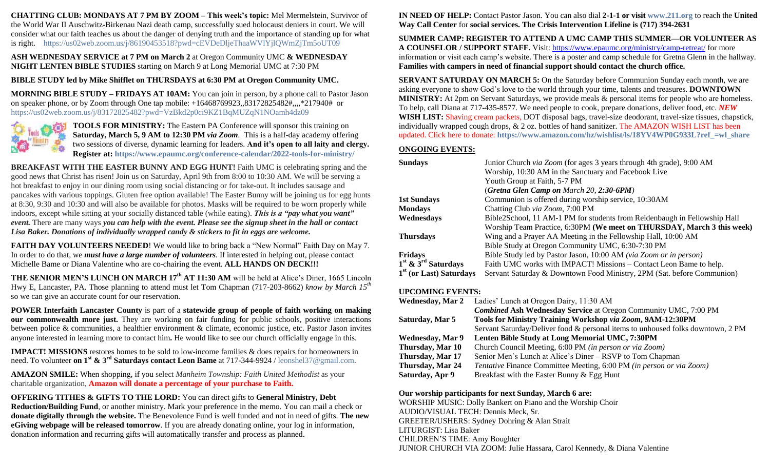**CHATTING CLUB: MONDAYS AT 7 PM BY ZOOM – This week's topic:** Mel Mermelstein, Survivor of the World War II Auschwitz-Birkenau Nazi death camp, successfully sued holocaust deniers in court. We will consider what our faith teaches us about the danger of denying truth and the importance of standing up for what is right. https://us02web.zoom.us/j/86190453518?pwd=cEVDeDljeThaaWVlYjlQWmZjTm5oUT09

**ASH WEDNESDAY SERVICE at 7 PM on March 2** at Oregon Community UMC **& WEDNESDAY NIGHT LENTEN BIBLE STUDIES** starting on March 9 at Long Memorial UMC at 7:30 PM

**BIBLE STUDY led by Mike Shifflet on THURSDAYS at 6:30 PM at Oregon Community UMC.**

**MORNING BIBLE STUDY – FRIDAYS AT 10AM:** You can join in person, by a phone call to Pastor Jason on speaker phone, or by Zoom through One tap mobile: +16468769923,,83172825482#,,,,*217940# or https://us02web.zoom.us/j/83172825482?pwd=VzBkd2p0ci9KZ1BqMUZqN1NOamh4dz09

**TOOLS FOR MINISTRY:** The Eastern PA Conference will sponsor this training on **Saturday, March 5, 9 AM to 12:30 PM *via Zoom***. This is a half-day academy offering two sessions of diverse, dynamic learning for leaders. **And it's open to all laity and clergy. Register at: https://www.epaumc.org/conference-calendar/2022-tools-for-ministry/**

**BREAKFAST WITH THE EASTER BUNNY AND EGG HUNT!** Faith UMC is celebrating spring and the good news that Christ has risen! Join us on Saturday, April 9th from 8:00 to 10:30 AM. We will be serving a hot breakfast to enjoy in our dining room using social distancing or for take-out. It includes sausage and pancakes with various toppings. Gluten free option available! The Easter Bunny will be joining us for egg hunts at 8:30, 9:30 and 10:30 and will also be available for photos. Masks will be required to be worn properly while indoors, except while sitting at your socially distanced table (while eating). ***This is a "pay what you want" event.*** There are many ways ***you can help with the event. Please see the signup sheet in the hall or contact Lisa Baker. Donations of individually wrapped candy & stickers to fit in eggs are welcome.***

**FAITH DAY VOLUNTEERS NEEDED**! We would like to bring back a "New Normal" Faith Day on May 7. In order to do that, we ***must have a large number of volunteers***. If interested in helping out, please contact Michelle Bame or Diana Valentine who are co-chairing the event. **ALL HANDS ON DECK!!!**

**THE SENIOR MEN'S LUNCH ON MARCH 17th AT 11:30 AM** will be held at Alice's Diner, 1665 Lincoln Hwy E, Lancaster, PA. Those planning to attend must let Tom Chapman (717-203-8662) *know by March 15th* so we can give an accurate count for our reservation.

**POWER Interfaith Lancaster County** is part of a **statewide group of people of faith working on making our commonwealth more just.** They are working on fair funding for public schools, positive interactions between police & communities, a healthier environment & climate, economic justice, etc. Pastor Jason invites anyone interested in learning more to contact him**.** He would like to see our church officially engage in this.

**IMPACT! MISSIONS** restores homes to be sold to low-income families & does repairs for homeowners in need. To volunteer **on 1st & 3rd Saturdays contact Leon Bame** at 717-344-9924 / leonshel37@gmail.com.

**AMAZON SMILE:** When shopping, if you select *Manheim Township: Faith United Methodist* as your charitable organization, **Amazon will donate a percentage of your purchase to Faith.**

**OFFERING TITHES & GIFTS TO THE LORD:** You can direct gifts to **General Ministry, Debt Reduction/Building Fund**, or another ministry. Mark your preference in the memo. You can mail a check or **donate digitally through the website.** The Benevolence Fund is well funded and not in need of gifts. **The new eGiving webpage will be released tomorrow**. If you are already donating online, your log in information, donation information and recurring gifts will automatically transfer and process as planned.

**IN NEED OF HELP:** Contact Pastor Jason. You can also dial **2-1-1 or visit www.211.org** to reach the **United Way Call Center** for **social services. The Crisis Intervention Lifeline is (717) 394-2631**

**SUMMER CAMP: REGISTER TO ATTEND A UMC CAMP THIS SUMMER—OR VOLUNTEER AS A COUNSELOR / SUPPORT STAFF.** Visit: https://www.epaumc.org/ministry/camp-retreat/ for more information or visit each camp's website. There is a poster and camp schedule for Gretna Glenn in the hallway. **Families with campers in need of financial support should contact the church office.**

**SERVANT SATURDAY ON MARCH 5:** On the Saturday before Communion Sunday each month, we are asking everyone to show God's love to the world through your time, talents and treasures. **DOWNTOWN MINISTRY:** At 2pm on Servant Saturdays, we provide meals & personal items for people who are homeless. To help, call Diana at 717-435-8577. We need people to cook, prepare donations, deliver food, etc. ***NEW* WISH LIST:** Shaving cream packets, DOT disposal bags, travel-size deodorant, travel-size tissues, chapstick, individually wrapped cough drops, & 2 oz. bottles of hand sanitizer. The AMAZON WISH LIST has been updated. Click here to donate: **https://www.amazon.com/hz/wishlist/ls/18YV4WP0G933L?ref_=wl_share**

## ONGOING EVENTS:

| | |
|---|---|
| **Sundays** | Junior Church *via Zoom* (for ages 3 years through 4th grade), 9:00 AM |
| | Worship, 10:30 AM in the Sanctuary and Facebook Live |
| | Youth Group at Faith, 5-7 PM |
| | (***Gretna Glen Camp on** March 20, **2:30-6PM***) |
| **1st Sundays** | Communion is offered during worship service, 10:30AM |
| **Mondays** | Chatting Club *via Zoom*, 7:00 PM |
| **Wednesdays** | Bible2School, 11 AM-1 PM for students from Reidenbaugh in Fellowship Hall |
| | Worship Team Practice, 6:30PM **(We meet on THURSDAY, March 3 this week)** |
| **Thursdays** | Wing and a Prayer AA Meeting in the Fellowship Hall, 10:00 AM |
| | Bible Study at Oregon Community UMC, 6:30-7:30 PM |
| **Fridays** | Bible Study led by Pastor Jason, 10:00 AM *(via Zoom or in person)* |
| **1st & 3rd Saturdays** | Faith UMC works with IMPACT! Missions – Contact Leon Bame to help. |
| **1st (or Last) Saturdays** | Servant Saturday & Downtown Food Ministry, 2PM (Sat. before Communion) |

## UPCOMING EVENTS:

| | |
|---|---|
| **Wednesday, Mar 2** | Ladies' Lunch at Oregon Dairy, 11:30 AM |
| | ***Combined*** **Ash Wednesday Service** at Oregon Community UMC, 7:00 PM |
| **Saturday, Mar 5** | **Tools for Ministry Training Workshop *via Zoom*, 9AM-12:30PM** |
| | Servant Saturday/Deliver food & personal items to unhoused folks downtown, 2 PM |
| **Wednesday, Mar 9** | **Lenten Bible Study at Long Memorial UMC, 7:30PM** |
| **Thursday, Mar 10** | Church Council Meeting, 6:00 PM *(in person or via Zoom)* |
| **Thursday, Mar 17** | Senior Men's Lunch at Alice's Diner – RSVP to Tom Chapman |
| **Thursday, Mar 24** | *Tentative* Finance Committee Meeting, 6:00 PM *(in person or via Zoom)* |
| **Saturday, Apr 9** | Breakfast with the Easter Bunny & Egg Hunt |

**Our worship participants for next Sunday, March 6 are:**

WORSHIP MUSIC: Dolly Bankert on Piano and the Worship Choir
AUDIO/VISUAL TECH: Dennis Meck, Sr.
GREETER/USHERS: Sydney Dohring & Alan Strait
LITURGIST: Lisa Baker
CHILDREN'S TIME: Amy Boughter
JUNIOR CHURCH VIA ZOOM: Julie Hassara, Carol Kennedy, & Diana Valentine